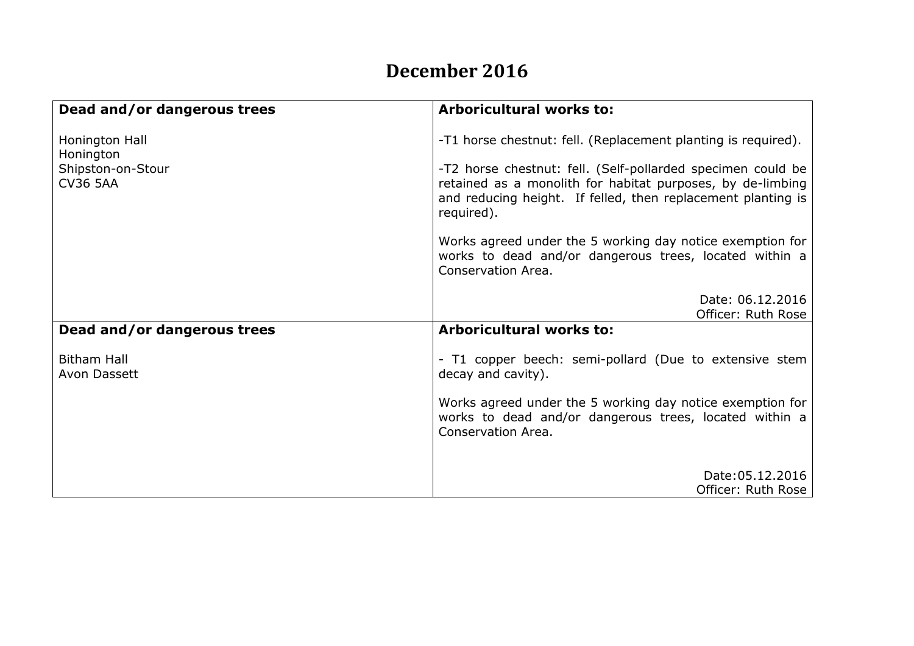# December 2016

| Dead and/or dangerous trees | Arboricultural works to: |
|---|---|
| Honington Hall<br>Honington<br>Shipston-on-Stour<br>CV36 5AA | -T1 horse chestnut: fell. (Replacement planting is required).<br><br>-T2 horse chestnut: fell. (Self-pollarded specimen could be retained as a monolith for habitat purposes, by de-limbing and reducing height. If felled, then replacement planting is required).<br><br>Works agreed under the 5 working day notice exemption for works to dead and/or dangerous trees, located within a Conservation Area.<br><br>Date: 06.12.2016<br>Officer: Ruth Rose |
| **Dead and/or dangerous trees** | **Arboricultural works to:** |
| Bitham Hall<br>Avon Dassett | - T1 copper beech: semi-pollard (Due to extensive stem decay and cavity).<br><br>Works agreed under the 5 working day notice exemption for works to dead and/or dangerous trees, located within a Conservation Area.<br><br>Date:05.12.2016<br>Officer: Ruth Rose |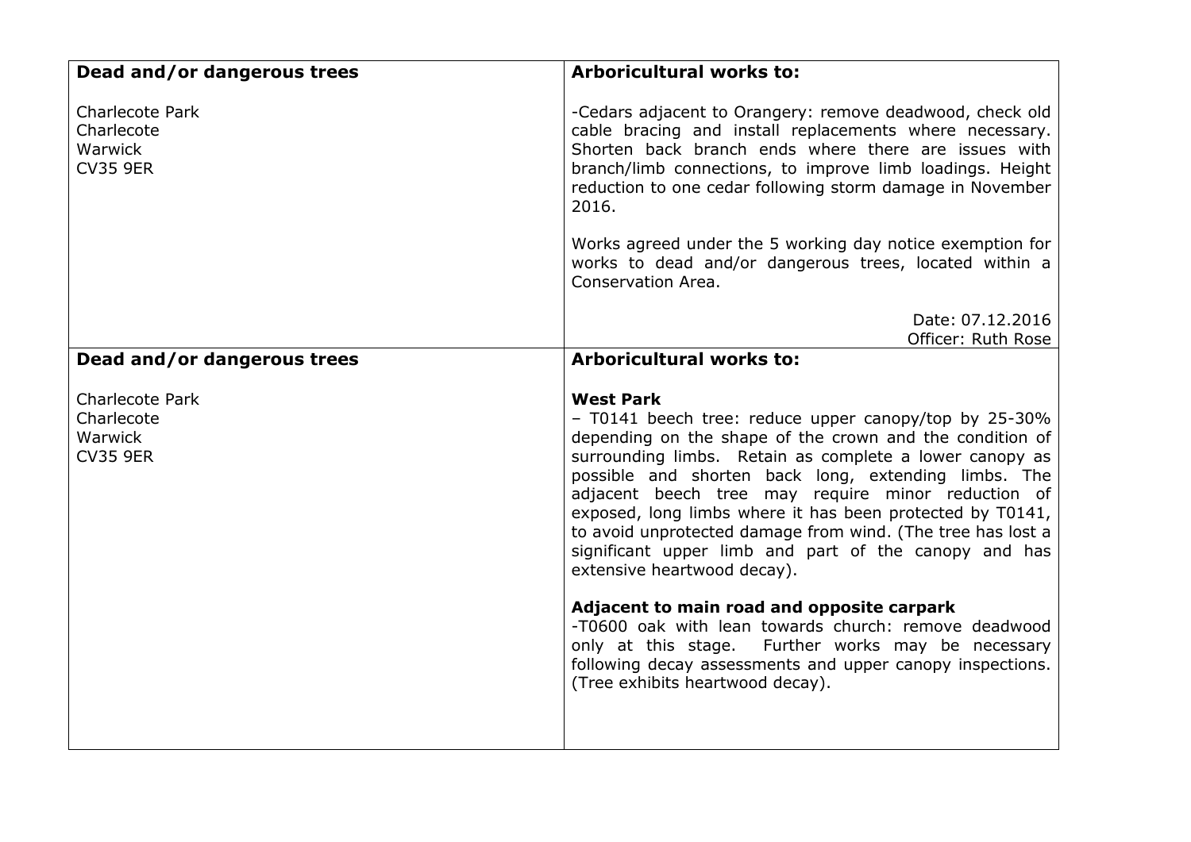| **Dead and/or dangerous trees** | **Arboricultural works to:** |
|---|---|
| Charlecote Park<br>Charlecote<br>Warwick<br>CV35 9ER | -Cedars adjacent to Orangery: remove deadwood, check old cable bracing and install replacements where necessary. Shorten back branch ends where there are issues with branch/limb connections, to improve limb loadings. Height reduction to one cedar following storm damage in November 2016.<br><br>Works agreed under the 5 working day notice exemption for works to dead and/or dangerous trees, located within a Conservation Area.<br><br>Date: 07.12.2016<br>Officer: Ruth Rose |
| **Dead and/or dangerous trees** | **Arboricultural works to:** |
| Charlecote Park<br>Charlecote<br>Warwick<br>CV35 9ER | **West Park**<br>– T0141 beech tree: reduce upper canopy/top by 25-30% depending on the shape of the crown and the condition of surrounding limbs. Retain as complete a lower canopy as possible and shorten back long, extending limbs. The adjacent beech tree may require minor reduction of exposed, long limbs where it has been protected by T0141, to avoid unprotected damage from wind. (The tree has lost a significant upper limb and part of the canopy and has extensive heartwood decay).<br><br>**Adjacent to main road and opposite carpark**<br>-T0600 oak with lean towards church: remove deadwood only at this stage. Further works may be necessary following decay assessments and upper canopy inspections. (Tree exhibits heartwood decay). |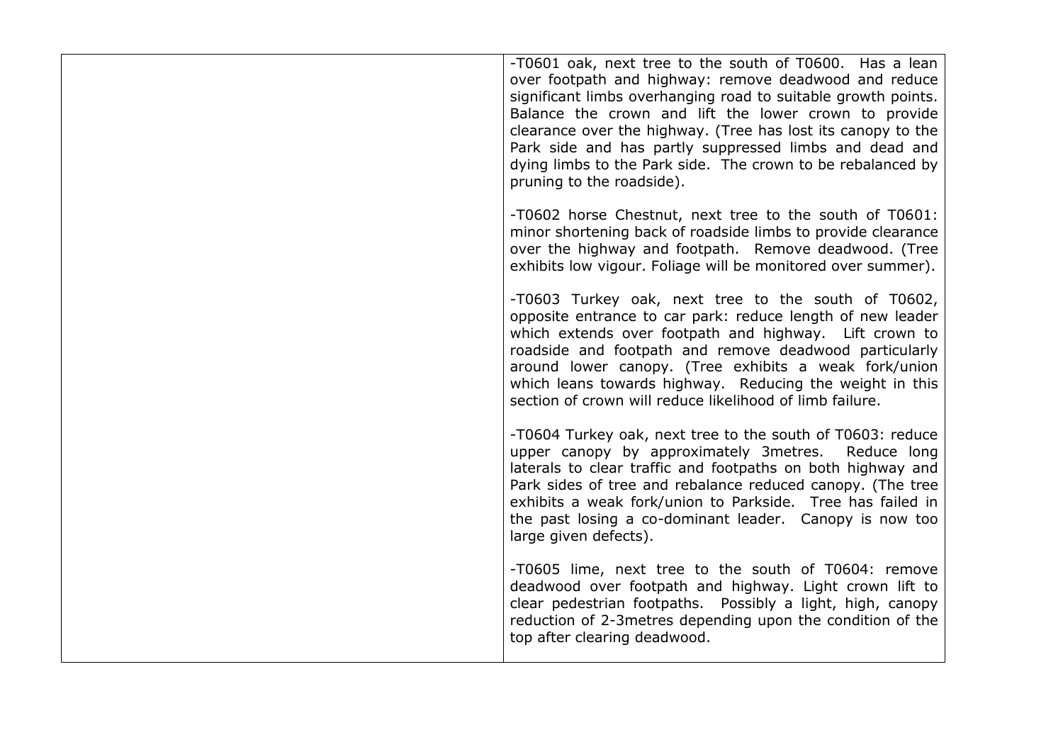| | |
|---|---|
| | -T0601 oak, next tree to the south of T0600. Has a lean over footpath and highway: remove deadwood and reduce significant limbs overhanging road to suitable growth points. Balance the crown and lift the lower crown to provide clearance over the highway. (Tree has lost its canopy to the Park side and has partly suppressed limbs and dead and dying limbs to the Park side. The crown to be rebalanced by pruning to the roadside).<br><br>-T0602 horse Chestnut, next tree to the south of T0601: minor shortening back of roadside limbs to provide clearance over the highway and footpath. Remove deadwood. (Tree exhibits low vigour. Foliage will be monitored over summer).<br><br>-T0603 Turkey oak, next tree to the south of T0602, opposite entrance to car park: reduce length of new leader which extends over footpath and highway. Lift crown to roadside and footpath and remove deadwood particularly around lower canopy. (Tree exhibits a weak fork/union which leans towards highway. Reducing the weight in this section of crown will reduce likelihood of limb failure.<br><br>-T0604 Turkey oak, next tree to the south of T0603: reduce upper canopy by approximately 3metres. Reduce long laterals to clear traffic and footpaths on both highway and Park sides of tree and rebalance reduced canopy. (The tree exhibits a weak fork/union to Parkside. Tree has failed in the past losing a co-dominant leader. Canopy is now too large given defects).<br><br>-T0605 lime, next tree to the south of T0604: remove deadwood over footpath and highway. Light crown lift to clear pedestrian footpaths. Possibly a light, high, canopy reduction of 2-3metres depending upon the condition of the top after clearing deadwood. |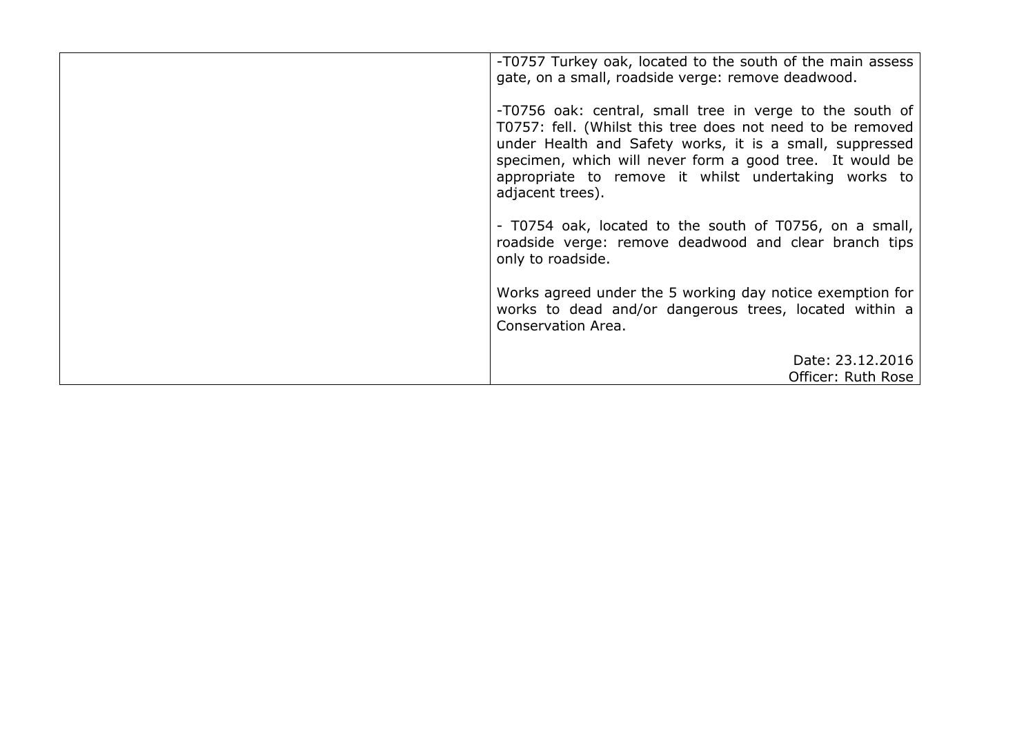| | |
|---|---|
| | -T0757 Turkey oak, located to the south of the main assess gate, on a small, roadside verge: remove deadwood.<br><br>-T0756 oak: central, small tree in verge to the south of T0757: fell. (Whilst this tree does not need to be removed under Health and Safety works, it is a small, suppressed specimen, which will never form a good tree. It would be appropriate to remove it whilst undertaking works to adjacent trees).<br><br>- T0754 oak, located to the south of T0756, on a small, roadside verge: remove deadwood and clear branch tips only to roadside.<br><br>Works agreed under the 5 working day notice exemption for works to dead and/or dangerous trees, located within a Conservation Area.<br><br>Date: 23.12.2016<br>Officer: Ruth Rose |